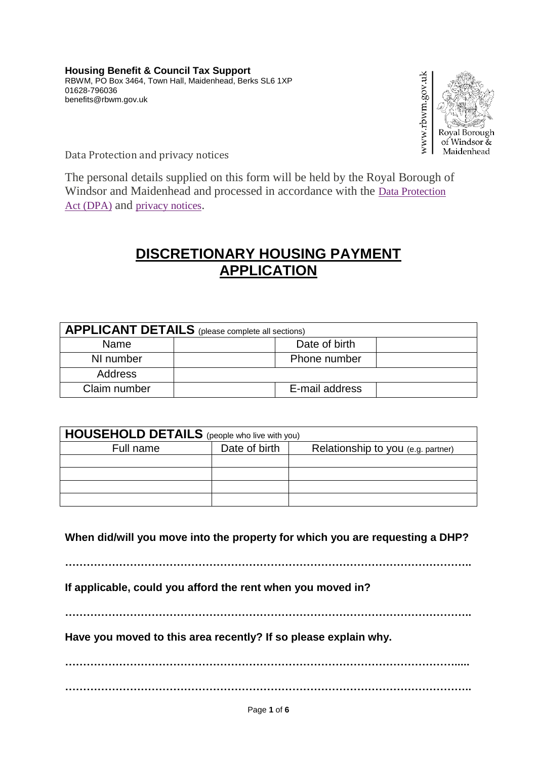**Housing Benefit & Council Tax Support**
RBWM, PO Box 3464, Town Hall, Maidenhead, Berks SL6 1XP
01628-796036
benefits@rbwm.gov.uk

www.rbwm.gov.uk
Royal Borough of Windsor & Maidenhead

Data Protection and privacy notices

The personal details supplied on this form will be held by the Royal Borough of Windsor and Maidenhead and processed in accordance with the Data Protection Act (DPA) and privacy notices.

# DISCRETIONARY HOUSING PAYMENT APPLICATION

| **APPLICANT DETAILS** (please complete all sections) | | | |
|---|---|---|---|
| Name | | Date of birth | |
| NI number | | Phone number | |
| Address | | | |
| Claim number | | E-mail address | |

| **HOUSEHOLD DETAILS** (people who live with you) | | |
|---|---|---|
| Full name | Date of birth | Relationship to you (e.g. partner) |
| | | |
| | | |
| | | |
| | | |

**When did/will you move into the property for which you are requesting a DHP?**

**…………………………………………………………………………………………………..**

**If applicable, could you afford the rent when you moved in?**

**…………………………………………………………………………………………………..**

**Have you moved to this area recently? If so please explain why.**

**…………………………………………………………………………………………………..**

**…………………………………………………………………………………………………..**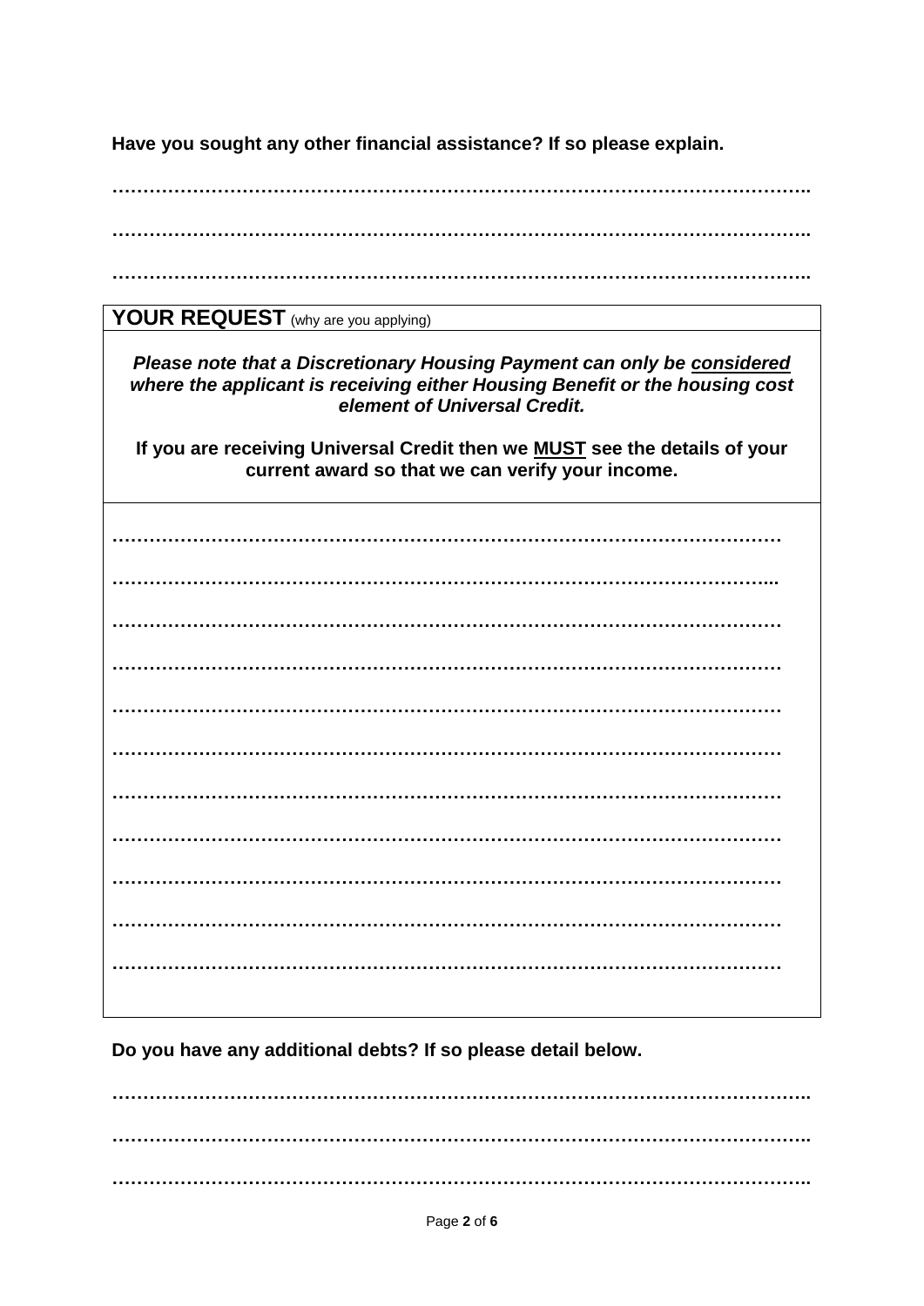**Have you sought any other financial assistance? If so please explain.**

……………………………………………………………………………………………………….

……………………………………………………………………………………………………….

……………………………………………………………………………………………………….

## YOUR REQUEST (why are you applying)

***Please note that a Discretionary Housing Payment can only be <u>considered</u> where the applicant is receiving either Housing Benefit or the housing cost element of Universal Credit.***

**If you are receiving Universal Credit then we <u>MUST</u> see the details of your current award so that we can verify your income.**

………………………………………………………………………………………………………

……………………………………………………………………………………………………...

………………………………………………………………………………………………………

………………………………………………………………………………………………………

………………………………………………………………………………………………………

………………………………………………………………………………………………………

………………………………………………………………………………………………………

………………………………………………………………………………………………………

………………………………………………………………………………………………………

………………………………………………………………………………………………………

………………………………………………………………………………………………………

**Do you have any additional debts? If so please detail below.**

……………………………………………………………………………………………………….

……………………………………………………………………………………………………….

……………………………………………………………………………………………………….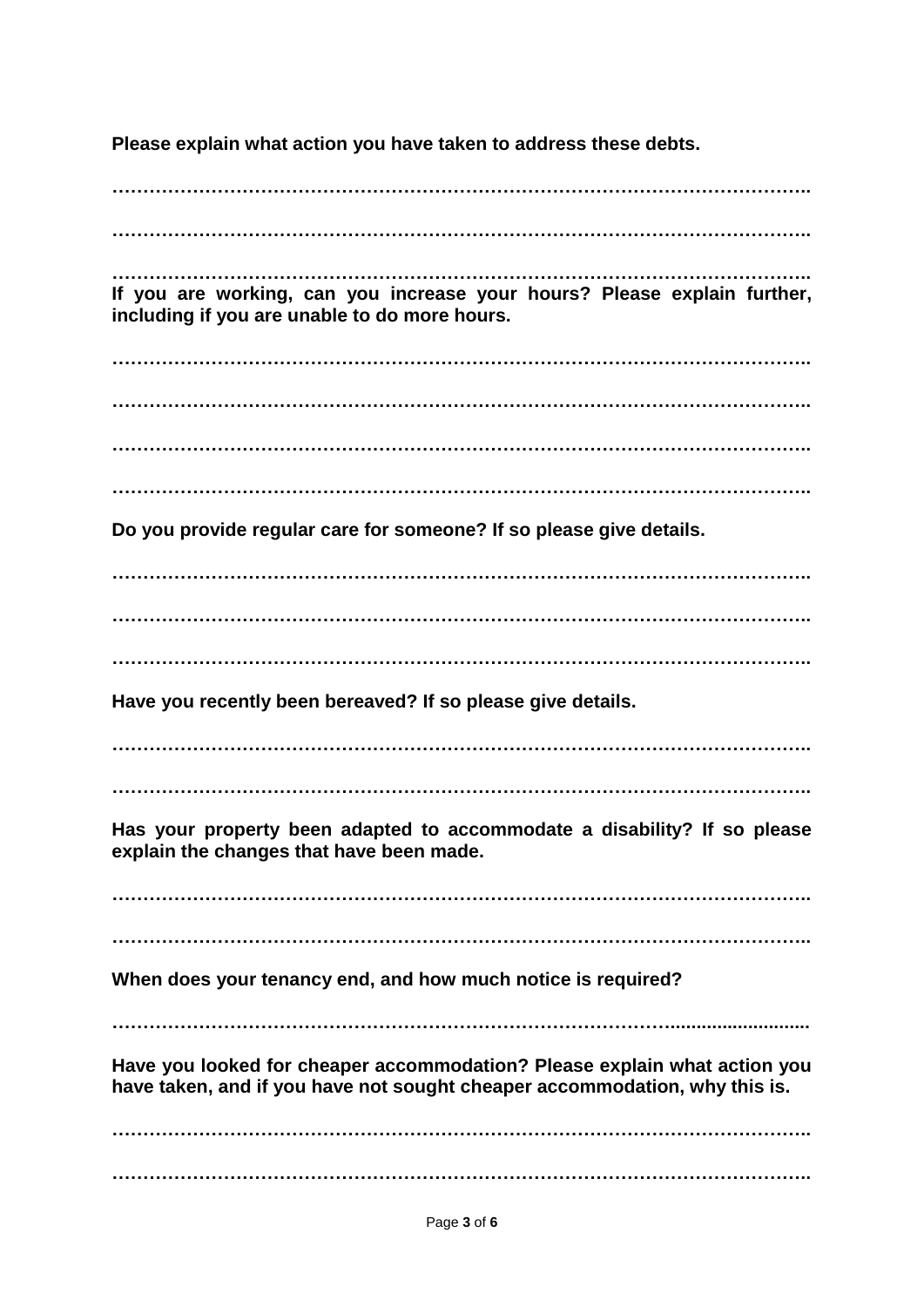**Please explain what action you have taken to address these debts.**

……………………………………………………………………………………………….

……………………………………………………………………………………………….

……………………………………………………………………………………………….

**If you are working, can you increase your hours? Please explain further, including if you are unable to do more hours.**

……………………………………………………………………………………………….

……………………………………………………………………………………………….

……………………………………………………………………………………………….

……………………………………………………………………………………………….

**Do you provide regular care for someone? If so please give details.**

……………………………………………………………………………………………….

……………………………………………………………………………………………….

……………………………………………………………………………………………….

**Have you recently been bereaved? If so please give details.**

……………………………………………………………………………………………….

……………………………………………………………………………………………….

**Has your property been adapted to accommodate a disability? If so please explain the changes that have been made.**

……………………………………………………………………………………………….

……………………………………………………………………………………………….

**When does your tenancy end, and how much notice is required?**

……………………………………………………………………………………………….

**Have you looked for cheaper accommodation? Please explain what action you have taken, and if you have not sought cheaper accommodation, why this is.**

……………………………………………………………………………………………….

……………………………………………………………………………………………….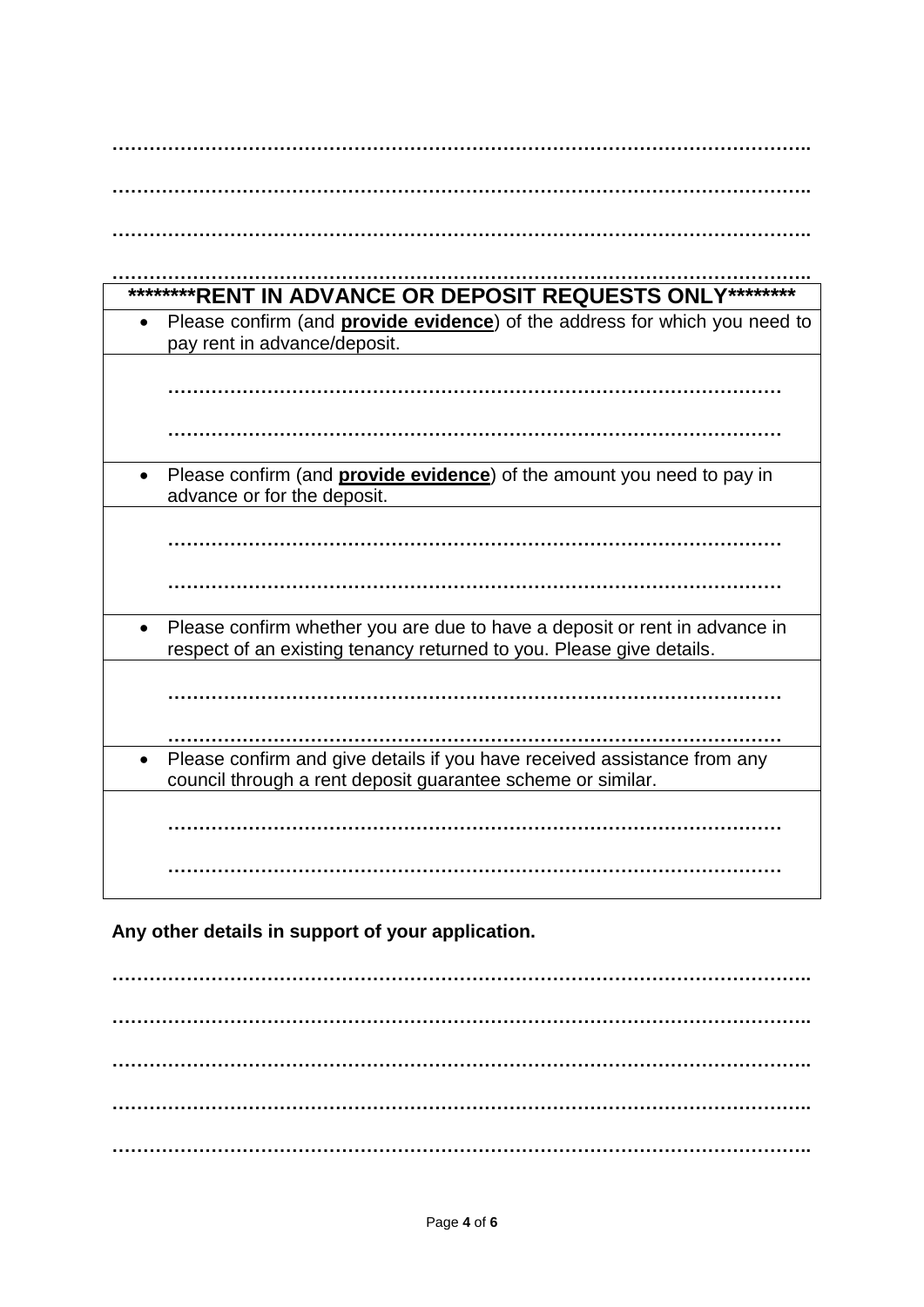……………………………………………………………………………………………………..

……………………………………………………………………………………………………..

……………………………………………………………………………………………………..

……………………………………………………………………………………………………..

| ********RENT IN ADVANCE OR DEPOSIT REQUESTS ONLY******** |
|---|
| • Please confirm (and **provide evidence**) of the address for which you need to pay rent in advance/deposit. |
| ………………………………………………………………………………………… <br> ………………………………………………………………………………………… |
| • Please confirm (and **provide evidence**) of the amount you need to pay in advance or for the deposit. |
| ………………………………………………………………………………………… <br> ………………………………………………………………………………………… |
| • Please confirm whether you are due to have a deposit or rent in advance in respect of an existing tenancy returned to you. Please give details. |
| ………………………………………………………………………………………… <br> ………………………………………………………………………………………… |
| • Please confirm and give details if you have received assistance from any council through a rent deposit guarantee scheme or similar. |
| ………………………………………………………………………………………… <br> ………………………………………………………………………………………… |

**Any other details in support of your application.**

……………………………………………………………………………………………………..

……………………………………………………………………………………………………..

……………………………………………………………………………………………………..

……………………………………………………………………………………………………..

……………………………………………………………………………………………………..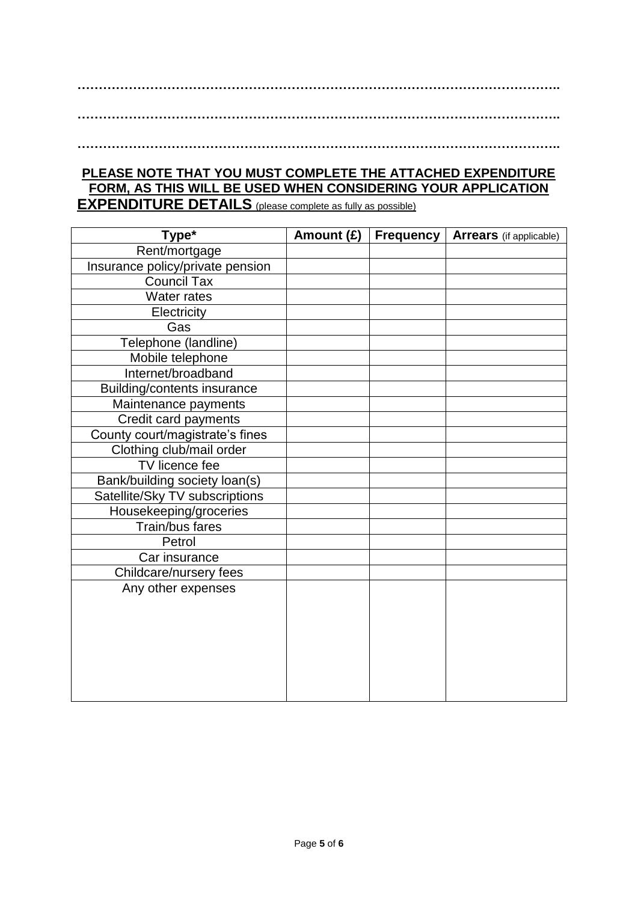……………………………………………………………………………………………………..

……………………………………………………………………………………………………..

……………………………………………………………………………………………………..

**PLEASE NOTE THAT YOU MUST COMPLETE THE ATTACHED EXPENDITURE FORM, AS THIS WILL BE USED WHEN CONSIDERING YOUR APPLICATION**

## EXPENDITURE DETAILS (please complete as fully as possible)

| Type* | Amount (£) | Frequency | Arrears (if applicable) |
|---|---|---|---|
| Rent/mortgage | | | |
| Insurance policy/private pension | | | |
| Council Tax | | | |
| Water rates | | | |
| Electricity | | | |
| Gas | | | |
| Telephone (landline) | | | |
| Mobile telephone | | | |
| Internet/broadband | | | |
| Building/contents insurance | | | |
| Maintenance payments | | | |
| Credit card payments | | | |
| County court/magistrate's fines | | | |
| Clothing club/mail order | | | |
| TV licence fee | | | |
| Bank/building society loan(s) | | | |
| Satellite/Sky TV subscriptions | | | |
| Housekeeping/groceries | | | |
| Train/bus fares | | | |
| Petrol | | | |
| Car insurance | | | |
| Childcare/nursery fees | | | |
| Any other expenses | | | |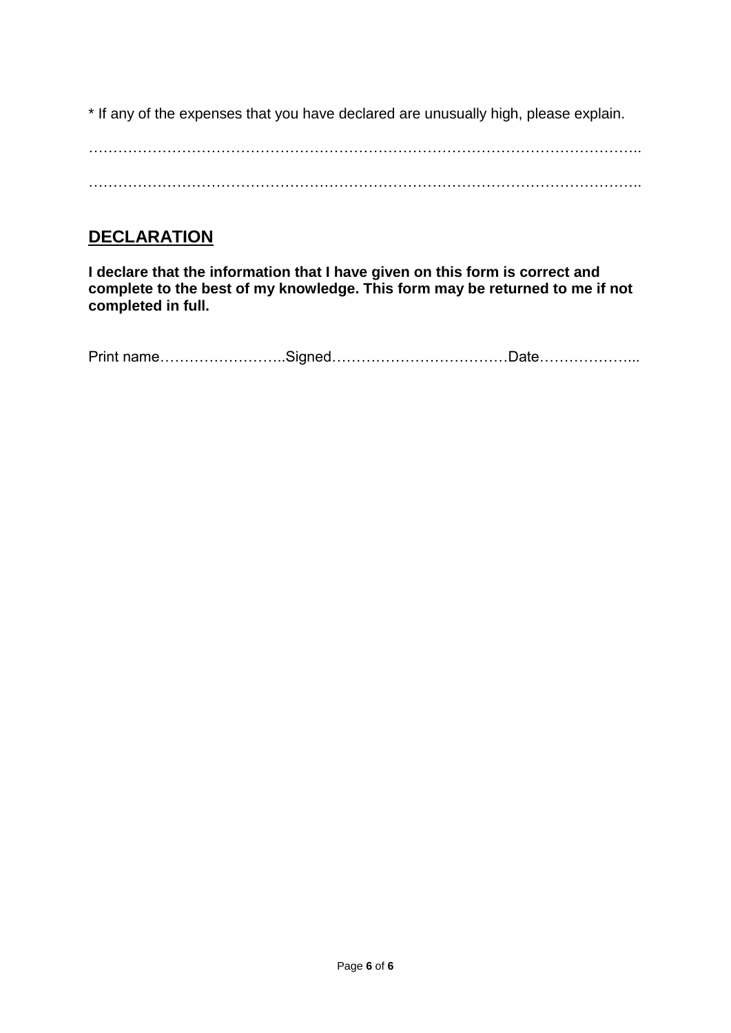* If any of the expenses that you have declared are unusually high, please explain.

…………………………………………………………………………………………………..

…………………………………………………………………………………………………..

## DECLARATION

**I declare that the information that I have given on this form is correct and complete to the best of my knowledge. This form may be returned to me if not completed in full.**

Print name……………………..Signed………………………………Date………………...